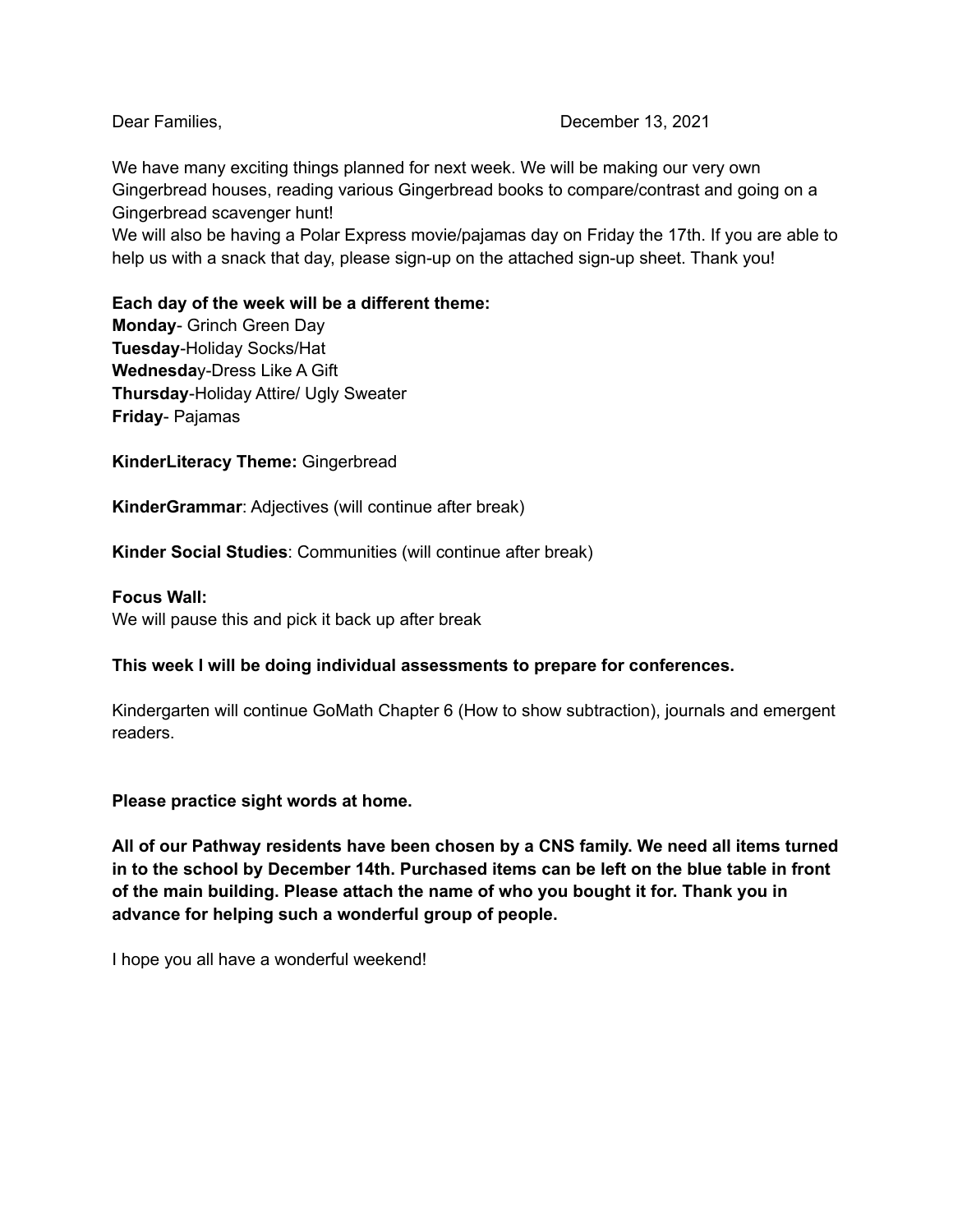Dear Families, December 13, 2021

We have many exciting things planned for next week. We will be making our very own Gingerbread houses, reading various Gingerbread books to compare/contrast and going on a Gingerbread scavenger hunt!
We will also be having a Polar Express movie/pajamas day on Friday the 17th. If you are able to help us with a snack that day, please sign-up on the attached sign-up sheet. Thank you!

**Each day of the week will be a different theme:**
**Monday**- Grinch Green Day
**Tuesday**-Holiday Socks/Hat
**Wednesda**y-Dress Like A Gift
**Thursday**-Holiday Attire/ Ugly Sweater
**Friday**- Pajamas

**KinderLiteracy Theme:** Gingerbread

**KinderGrammar**: Adjectives (will continue after break)

**Kinder Social Studies**: Communities (will continue after break)

**Focus Wall:**
We will pause this and pick it back up after break

**This week I will be doing individual assessments to prepare for conferences.**

Kindergarten will continue GoMath Chapter 6 (How to show subtraction), journals and emergent readers.

**Please practice sight words at home.**

**All of our Pathway residents have been chosen by a CNS family. We need all items turned in to the school by December 14th. Purchased items can be left on the blue table in front of the main building. Please attach the name of who you bought it for. Thank you in advance for helping such a wonderful group of people.**

I hope you all have a wonderful weekend!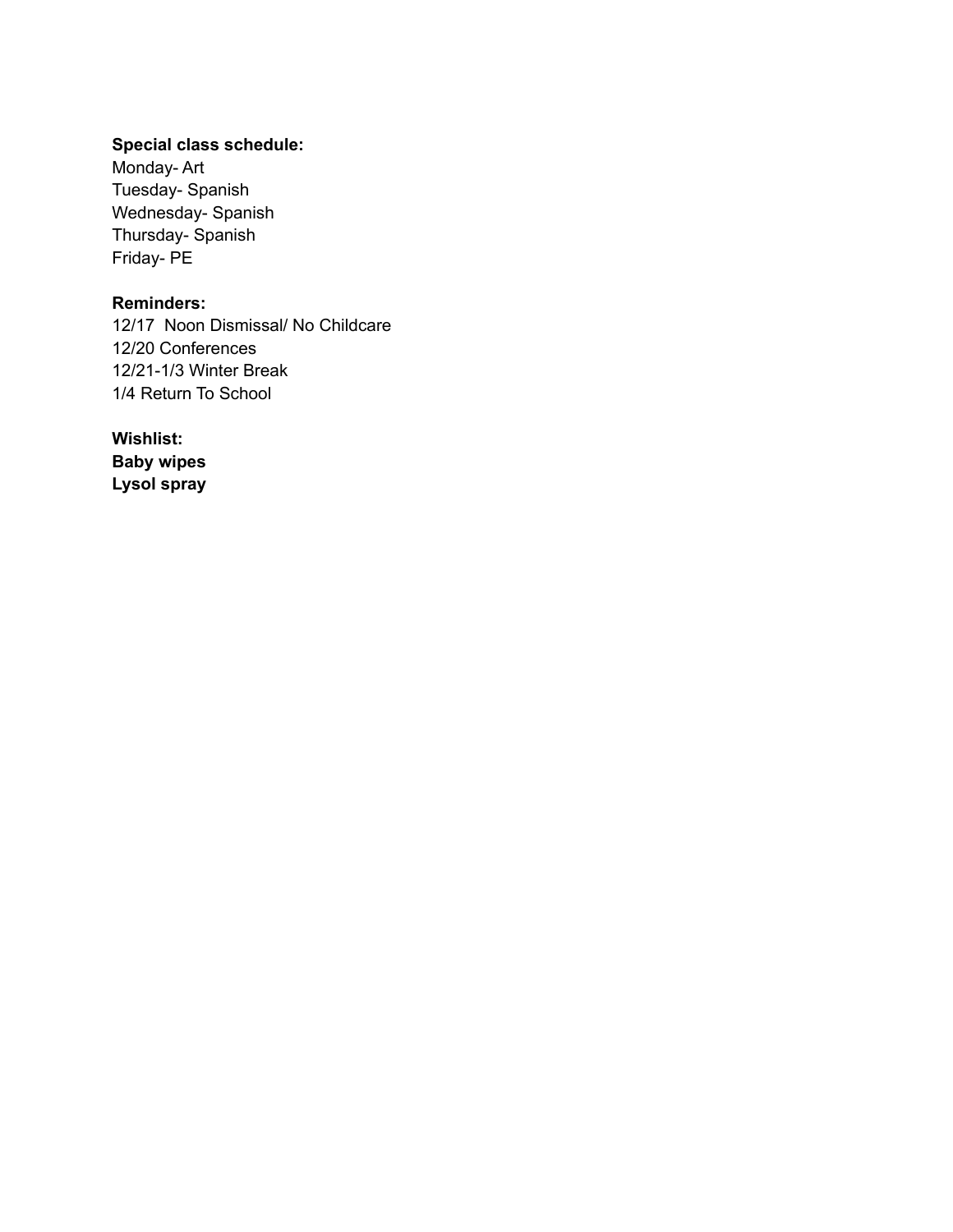**Special class schedule:**
Monday- Art
Tuesday- Spanish
Wednesday- Spanish
Thursday- Spanish
Friday- PE

**Reminders:**
12/17  Noon Dismissal/ No Childcare
12/20 Conferences
12/21-1/3 Winter Break
1/4 Return To School

**Wishlist:**
**Baby wipes**
**Lysol spray**